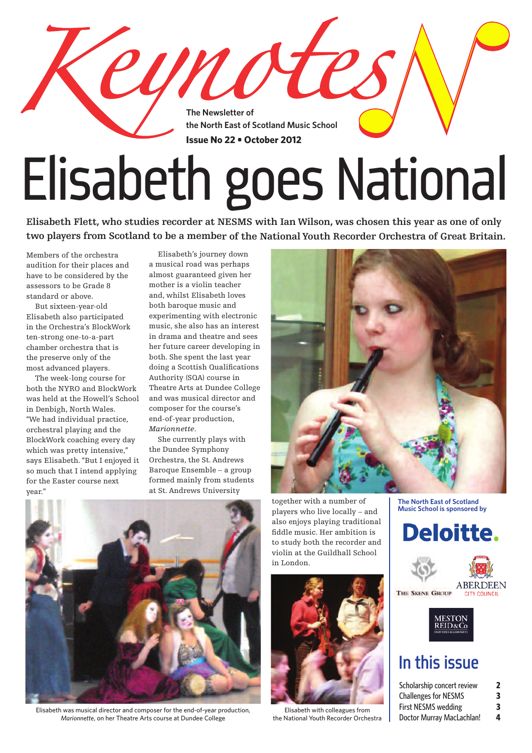# Keynotes

**The Newsletter of the North East of Scotland Music School**

**Issue No 22 • October 2012**

# Elisabeth goes National

**Elisabeth Flett, who studies recorder at NESMS with Ian Wilson, was chosen this year as one of only two players from Scotland to be a member of the National Youth Recorder Orchestra of Great Britain.**

Members of the orchestra audition for their places and have to be considered by the assessors to be Grade 8 standard or above.

But sixteen-year-old Elisabeth also participated in the Orchestra's BlockWork ten-strong one-to-a-part chamber orchestra that is the preserve only of the most advanced players.

The week-long course for both the NYRO and BlockWork was held at the Howell's School in Denbigh, North Wales. "We had individual practice, orchestral playing and the BlockWork coaching every day which was pretty intensive," says Elisabeth. "But I enjoyed it so much that I intend applying for the Easter course next year."

Elisabeth's journey down a musical road was perhaps almost guaranteed given her mother is a violin teacher and, whilst Elisabeth loves both baroque music and experimenting with electronic music, she also has an interest in drama and theatre and sees her future career developing in both. She spent the last year doing a Scottish Qualifications Authority (SQA) course in Theatre Arts at Dundee College and was musical director and composer for the course's end-of-year production, *Marionnette*.

She currently plays with the Dundee Symphony Orchestra, the St. Andrews Baroque Ensemble – a group formed mainly from students at St. Andrews University together with a number of players who live locally – and also enjoys playing traditional fiddle music. Her ambition is to study both the recorder and violin at the Guildhall School in London.

Elisabeth was musical director and composer for the end-of-year production, *Marionnette*, on her Theatre Arts course at Dundee College

Elisabeth with colleagues from the National Youth Recorder Orchestra

**The North East of Scotland Music School is sponsored by**

Deloitte.

The Skene Group

Aberdeen City Council

Meston Reid & Co Chartered Accountants

## In this issue

| | |
|---|---|
| Scholarship concert review | 2 |
| Challenges for NESMS | 3 |
| First NESMS wedding | 3 |
| Doctor Murray MacLachlan! | 4 |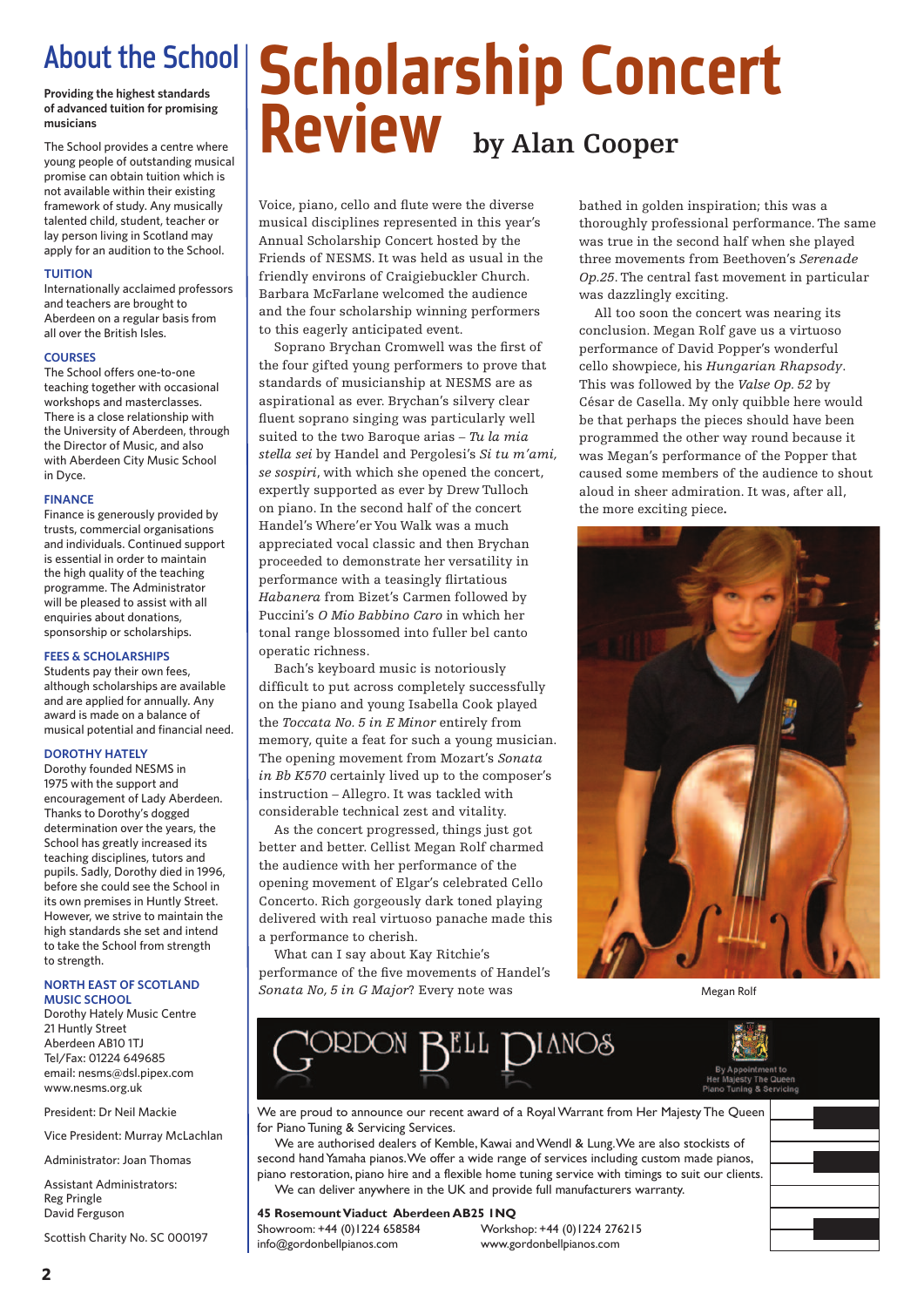## About the School

**Providing the highest standards of advanced tuition for promising musicians**

The School provides a centre where young people of outstanding musical promise can obtain tuition which is not available within their existing framework of study. Any musically talented child, student, teacher or lay person living in Scotland may apply for an audition to the School.

### TUITION

Internationally acclaimed professors and teachers are brought to Aberdeen on a regular basis from all over the British Isles.

### COURSES

The School offers one-to-one teaching together with occasional workshops and masterclasses. There is a close relationship with the University of Aberdeen, through the Director of Music, and also with Aberdeen City Music School in Dyce.

### FINANCE

Finance is generously provided by trusts, commercial organisations and individuals. Continued support is essential in order to maintain the high quality of the teaching programme. The Administrator will be pleased to assist with all enquiries about donations, sponsorship or scholarships.

### FEES & SCHOLARSHIPS

Students pay their own fees, although scholarships are available and are applied for annually. Any award is made on a balance of musical potential and financial need.

### DOROTHY HATELY

Dorothy founded NESMS in 1975 with the support and encouragement of Lady Aberdeen. Thanks to Dorothy's dogged determination over the years, the School has greatly increased its teaching disciplines, tutors and pupils. Sadly, Dorothy died in 1996, before she could see the School in its own premises in Huntly Street. However, we strive to maintain the high standards she set and intend to take the School from strength to strength.

### NORTH EAST OF SCOTLAND MUSIC SCHOOL

Dorothy Hately Music Centre
21 Huntly Street
Aberdeen AB10 1TJ
Tel/Fax: 01224 649685
email: nesms@dsl.pipex.com
www.nesms.org.uk

President: Dr Neil Mackie

Vice President: Murray McLachlan

Administrator: Joan Thomas

Assistant Administrators:
Reg Pringle
David Ferguson

Scottish Charity No. SC 000197

# Scholarship Concert Review

**by Alan Cooper**

Voice, piano, cello and flute were the diverse musical disciplines represented in this year's Annual Scholarship Concert hosted by the Friends of NESMS. It was held as usual in the friendly environs of Craigiebuckler Church. Barbara McFarlane welcomed the audience and the four scholarship winning performers to this eagerly anticipated event.

Soprano Brychan Cromwell was the first of the four gifted young performers to prove that standards of musicianship at NESMS are as aspirational as ever. Brychan's silvery clear fluent soprano singing was particularly well suited to the two Baroque arias – *Tu la mia stella sei* by Handel and Pergolesi's *Si tu m'ami, se sospiri*, with which she opened the concert, expertly supported as ever by Drew Tulloch on piano. In the second half of the concert Handel's Where'er You Walk was a much appreciated vocal classic and then Brychan proceeded to demonstrate her versatility in performance with a teasingly flirtatious *Habanera* from Bizet's Carmen followed by Puccini's *O Mio Babbino Caro* in which her tonal range blossomed into fuller bel canto operatic richness.

Bach's keyboard music is notoriously difficult to put across completely successfully on the piano and young Isabella Cook played the *Toccata No. 5 in E Minor* entirely from memory, quite a feat for such a young musician. The opening movement from Mozart's *Sonata in Bb K570* certainly lived up to the composer's instruction – Allegro. It was tackled with considerable technical zest and vitality.

As the concert progressed, things just got better and better. Cellist Megan Rolf charmed the audience with her performance of the opening movement of Elgar's celebrated Cello Concerto. Rich gorgeously dark toned playing delivered with real virtuoso panache made this a performance to cherish.

What can I say about Kay Ritchie's performance of the five movements of Handel's *Sonata No, 5 in G Major*? Every note was bathed in golden inspiration; this was a thoroughly professional performance. The same was true in the second half when she played three movements from Beethoven's *Serenade Op.25*. The central fast movement in particular was dazzlingly exciting.

All too soon the concert was nearing its conclusion. Megan Rolf gave us a virtuoso performance of David Popper's wonderful cello showpiece, his *Hungarian Rhapsody*. This was followed by the *Valse Op. 52* by César de Casella. My only quibble here would be that perhaps the pieces should have been programmed the other way round because it was Megan's performance of the Popper that caused some members of the audience to shout aloud in sheer admiration. It was, after all, the more exciting piece.

Megan Rolf

---

**GORDON BELL PIANOS**

By Appointment to Her Majesty The Queen Piano Tuning & Servicing

We are proud to announce our recent award of a Royal Warrant from Her Majesty The Queen for Piano Tuning & Servicing Services.

We are authorised dealers of Kemble, Kawai and Wendl & Lung. We are also stockists of second hand Yamaha pianos. We offer a wide range of services including custom made pianos, piano restoration, piano hire and a flexible home tuning service with timings to suit our clients.

We can deliver anywhere in the UK and provide full manufacturers warranty.

**45 Rosemount Viaduct Aberdeen AB25 1NQ**
Showroom: +44 (0)1224 658584
Workshop: +44 (0)1224 276215
info@gordonbellpianos.com
www.gordonbellpianos.com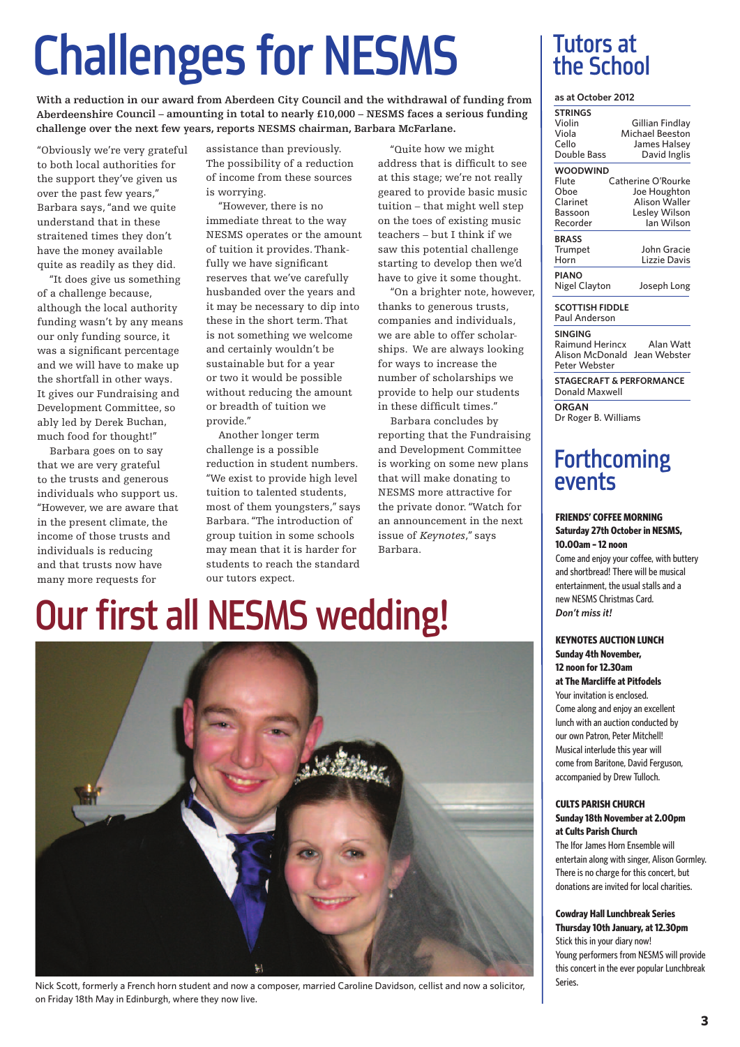# Challenges for NESMS

**With a reduction in our award from Aberdeen City Council and the withdrawal of funding from Aberdeenshire Council – amounting in total to nearly £10,000 – NESMS faces a serious funding challenge over the next few years, reports NESMS chairman, Barbara McFarlane.**

"Obviously we're very grateful to both local authorities for the support they've given us over the past few years," Barbara says, "and we quite understand that in these straitened times they don't have the money available quite as readily as they did.

"It does give us something of a challenge because, although the local authority funding wasn't by any means our only funding source, it was a significant percentage and we will have to make up the shortfall in other ways. It gives our Fundraising and Development Committee, so ably led by Derek Buchan, much food for thought!"

Barbara goes on to say that we are very grateful to the trusts and generous individuals who support us. "However, we are aware that in the present climate, the income of those trusts and individuals is reducing and that trusts now have many more requests for assistance than previously. The possibility of a reduction of income from these sources is worrying.

"However, there is no immediate threat to the way NESMS operates or the amount of tuition it provides. Thankfully we have significant reserves that we've carefully husbanded over the years and it may be necessary to dip into these in the short term. That is not something we welcome and certainly wouldn't be sustainable but for a year or two it would be possible without reducing the amount or breadth of tuition we provide."

Another longer term challenge is a possible reduction in student numbers. "We exist to provide high level tuition to talented students, most of them youngsters," says Barbara. "The introduction of group tuition in some schools may mean that it is harder for students to reach the standard our tutors expect.

"Quite how we might address that is difficult to see at this stage; we're not really geared to provide basic music tuition – that might well step on the toes of existing music teachers – but I think if we saw this potential challenge starting to develop then we'd have to give it some thought.

"On a brighter note, however, thanks to generous trusts, companies and individuals, we are able to offer scholarships. We are always looking for ways to increase the number of scholarships we provide to help our students in these difficult times."

Barbara concludes by reporting that the Fundraising and Development Committee is working on some new plans that will make donating to NESMS more attractive for the private donor. "Watch for an announcement in the next issue of *Keynotes*," says Barbara.

# Our first all NESMS wedding!

Nick Scott, formerly a French horn student and now a composer, married Caroline Davidson, cellist and now a solicitor, on Friday 18th May in Edinburgh, where they now live.

## Tutors at the School

**as at October 2012**

**STRINGS**
- Violin – Gillian Findlay
- Viola – Michael Beeston
- Cello – James Halsey
- Double Bass – David Inglis

**WOODWIND**
- Flute – Catherine O'Rourke
- Oboe – Joe Houghton
- Clarinet – Alison Waller
- Bassoon – Lesley Wilson
- Recorder – Ian Wilson

**BRASS**
- Trumpet – John Gracie
- Horn – Lizzie Davis

**PIANO**
Nigel Clayton, Joseph Long

**SCOTTISH FIDDLE**
Paul Anderson

**SINGING**
Raimund Herincx, Alan Watt, Alison McDonald, Jean Webster, Peter Webster

**STAGECRAFT & PERFORMANCE**
Donald Maxwell

**ORGAN**
Dr Roger B. Williams

## Forthcoming events

**FRIENDS' COFFEE MORNING**
**Saturday 27th October in NESMS, 10.00am – 12 noon**
Come and enjoy your coffee, with buttery and shortbread! There will be musical entertainment, the usual stalls and a new NESMS Christmas Card. ***Don't miss it!***

**KEYNOTES AUCTION LUNCH**
**Sunday 4th November, 12 noon for 12.30am at The Marcliffe at Pitfodels**
Your invitation is enclosed. Come along and enjoy an excellent lunch with an auction conducted by our own Patron, Peter Mitchell! Musical interlude this year will come from Baritone, David Ferguson, accompanied by Drew Tulloch.

**CULTS PARISH CHURCH**
**Sunday 18th November at 2.00pm at Cults Parish Church**
The Ifor James Horn Ensemble will entertain along with singer, Alison Gormley. There is no charge for this concert, but donations are invited for local charities.

**Cowdray Hall Lunchbreak Series**
**Thursday 10th January, at 12.30pm**
Stick this in your diary now! Young performers from NESMS will provide this concert in the ever popular Lunchbreak Series.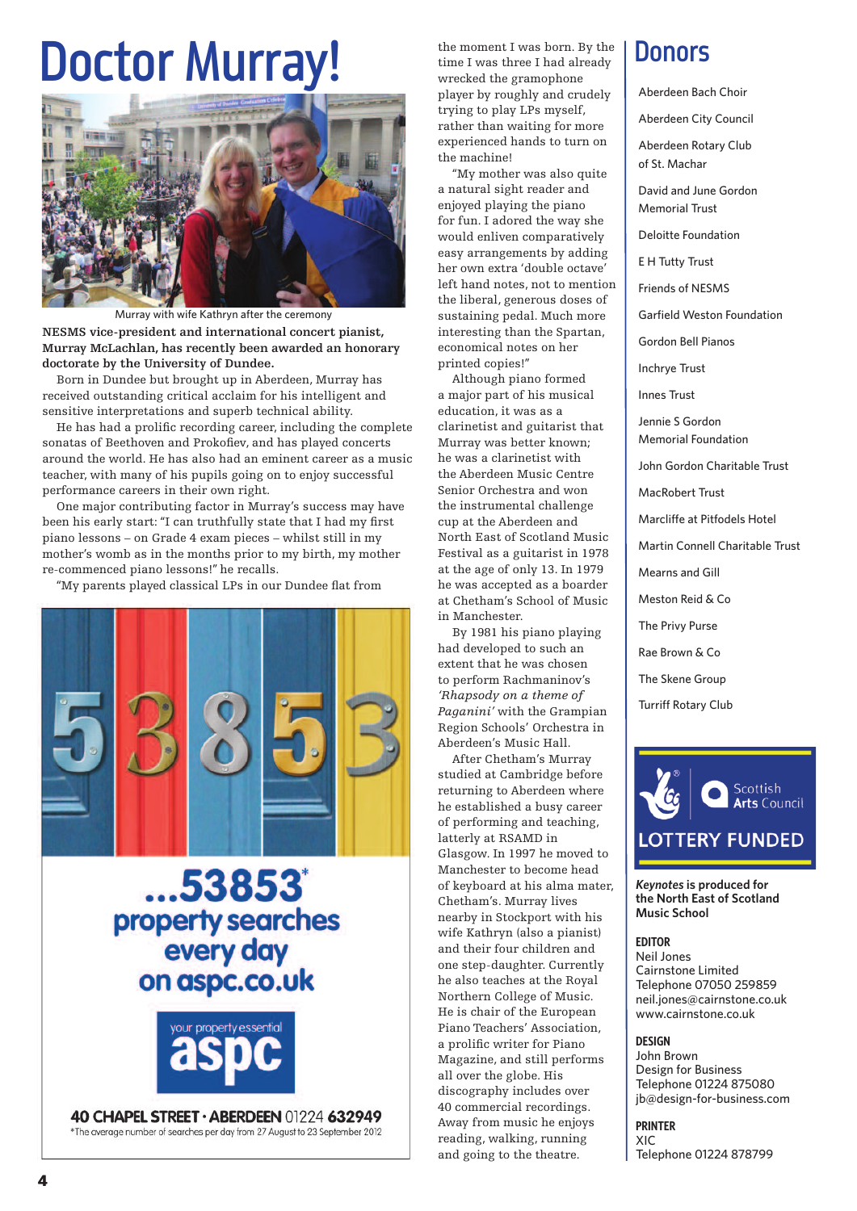# Doctor Murray!

Murray with wife Kathryn after the ceremony

**NESMS vice-president and international concert pianist, Murray McLachlan, has recently been awarded an honorary doctorate by the University of Dundee.**

Born in Dundee but brought up in Aberdeen, Murray has received outstanding critical acclaim for his intelligent and sensitive interpretations and superb technical ability.

He has had a prolific recording career, including the complete sonatas of Beethoven and Prokofiev, and has played concerts around the world. He has also had an eminent career as a music teacher, with many of his pupils going on to enjoy successful performance careers in their own right.

One major contributing factor in Murray's success may have been his early start: "I can truthfully state that I had my first piano lessons – on Grade 4 exam pieces – whilst still in my mother's womb as in the months prior to my birth, my mother re-commenced piano lessons!" he recalls.

"My parents played classical LPs in our Dundee flat from the moment I was born. By the time I was three I had already wrecked the gramophone player by roughly and crudely trying to play LPs myself, rather than waiting for more experienced hands to turn on the machine!

"My mother was also quite a natural sight reader and enjoyed playing the piano for fun. I adored the way she would enliven comparatively easy arrangements by adding her own extra 'double octave' left hand notes, not to mention the liberal, generous doses of sustaining pedal. Much more interesting than the Spartan, economical notes on her printed copies!"

Although piano formed a major part of his musical education, it was as a clarinetist and guitarist that Murray was better known; he was a clarinetist with the Aberdeen Music Centre Senior Orchestra and won the instrumental challenge cup at the Aberdeen and North East of Scotland Music Festival as a guitarist in 1978 at the age of only 13. In 1979 he was accepted as a boarder at Chetham's School of Music in Manchester.

By 1981 his piano playing had developed to such an extent that he was chosen to perform Rachmaninov's *'Rhapsody on a theme of Paganini'* with the Grampian Region Schools' Orchestra in Aberdeen's Music Hall.

After Chetham's Murray studied at Cambridge before returning to Aberdeen where he established a busy career of performing and teaching, latterly at RSAMD in Glasgow. In 1997 he moved to Manchester to become head of keyboard at his alma mater, Chetham's. Murray lives nearby in Stockport with his wife Kathryn (also a pianist) and their four children and one step-daughter. Currently he also teaches at the Royal Northern College of Music. He is chair of the European Piano Teachers' Association, a prolific writer for Piano Magazine, and still performs all over the globe. His discography includes over 40 commercial recordings. Away from music he enjoys reading, walking, running and going to the theatre.

5 3 8 5 3

...53853*
property searches
every day
on aspc.co.uk

your property essential
aspc

40 CHAPEL STREET · ABERDEEN 01224 632949

*The average number of searches per day from 27 August to 23 September 2012

# Donors

Aberdeen Bach Choir

Aberdeen City Council

Aberdeen Rotary Club of St. Machar

David and June Gordon Memorial Trust

Deloitte Foundation

E H Tutty Trust

Friends of NESMS

Garfield Weston Foundation

Gordon Bell Pianos

Inchrye Trust

Innes Trust

Jennie S Gordon Memorial Foundation

John Gordon Charitable Trust

MacRobert Trust

Marcliffe at Pitfodels Hotel

Martin Connell Charitable Trust

Mearns and Gill

Meston Reid & Co

The Privy Purse

Rae Brown & Co

The Skene Group

Turriff Rotary Club

Scottish Arts Council
LOTTERY FUNDED

***Keynotes*** **is produced for the North East of Scotland Music School**

**EDITOR**
Neil Jones
Cairnstone Limited
Telephone 07050 259859
neil.jones@cairnstone.co.uk
www.cairnstone.co.uk

**DESIGN**
John Brown
Design for Business
Telephone 01224 875080
jb@design-for-business.com

**PRINTER**
XIC
Telephone 01224 878799